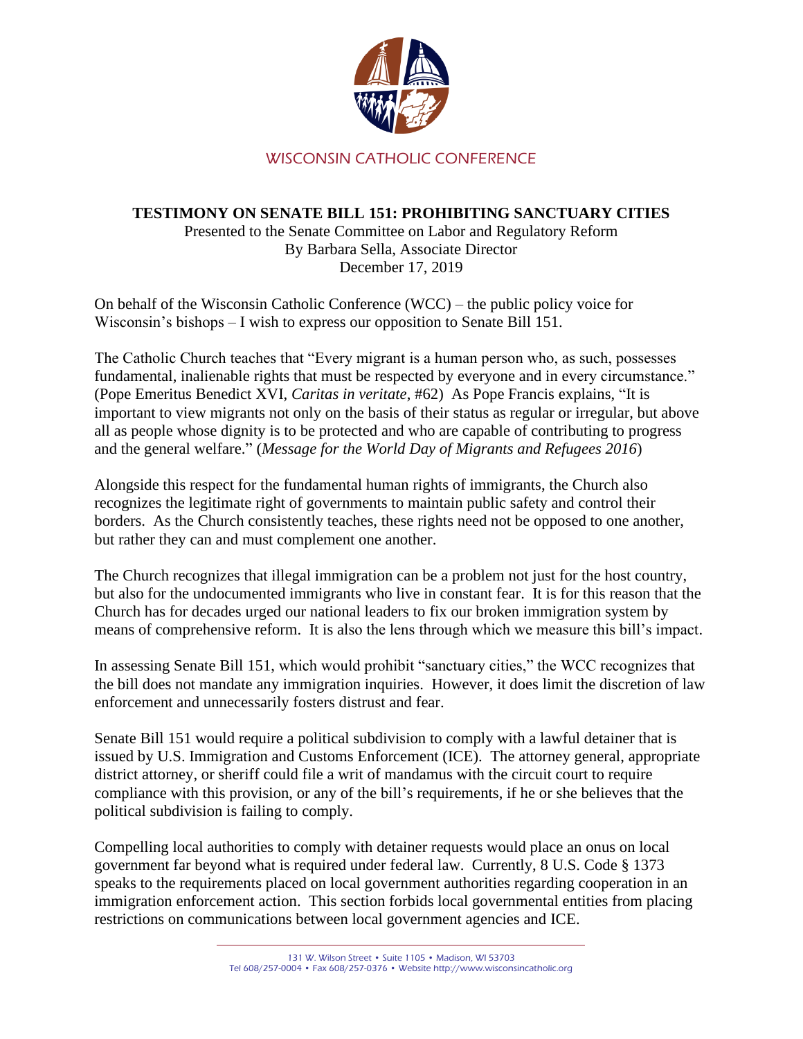WISCONSIN CATHOLIC CONFERENCE

# TESTIMONY ON SENATE BILL 151: PROHIBITING SANCTUARY CITIES

Presented to the Senate Committee on Labor and Regulatory Reform
By Barbara Sella, Associate Director
December 17, 2019

On behalf of the Wisconsin Catholic Conference (WCC) – the public policy voice for Wisconsin's bishops – I wish to express our opposition to Senate Bill 151.

The Catholic Church teaches that "Every migrant is a human person who, as such, possesses fundamental, inalienable rights that must be respected by everyone and in every circumstance." (Pope Emeritus Benedict XVI, *Caritas in veritate*, #62) As Pope Francis explains, "It is important to view migrants not only on the basis of their status as regular or irregular, but above all as people whose dignity is to be protected and who are capable of contributing to progress and the general welfare." (*Message for the World Day of Migrants and Refugees 2016*)

Alongside this respect for the fundamental human rights of immigrants, the Church also recognizes the legitimate right of governments to maintain public safety and control their borders. As the Church consistently teaches, these rights need not be opposed to one another, but rather they can and must complement one another.

The Church recognizes that illegal immigration can be a problem not just for the host country, but also for the undocumented immigrants who live in constant fear. It is for this reason that the Church has for decades urged our national leaders to fix our broken immigration system by means of comprehensive reform. It is also the lens through which we measure this bill's impact.

In assessing Senate Bill 151, which would prohibit "sanctuary cities," the WCC recognizes that the bill does not mandate any immigration inquiries. However, it does limit the discretion of law enforcement and unnecessarily fosters distrust and fear.

Senate Bill 151 would require a political subdivision to comply with a lawful detainer that is issued by U.S. Immigration and Customs Enforcement (ICE). The attorney general, appropriate district attorney, or sheriff could file a writ of mandamus with the circuit court to require compliance with this provision, or any of the bill's requirements, if he or she believes that the political subdivision is failing to comply.

Compelling local authorities to comply with detainer requests would place an onus on local government far beyond what is required under federal law. Currently, 8 U.S. Code § 1373 speaks to the requirements placed on local government authorities regarding cooperation in an immigration enforcement action. This section forbids local governmental entities from placing restrictions on communications between local government agencies and ICE.

131 W. Wilson Street • Suite 1105 • Madison, WI 53703
Tel 608/257-0004 • Fax 608/257-0376 • Website http://www.wisconsincatholic.org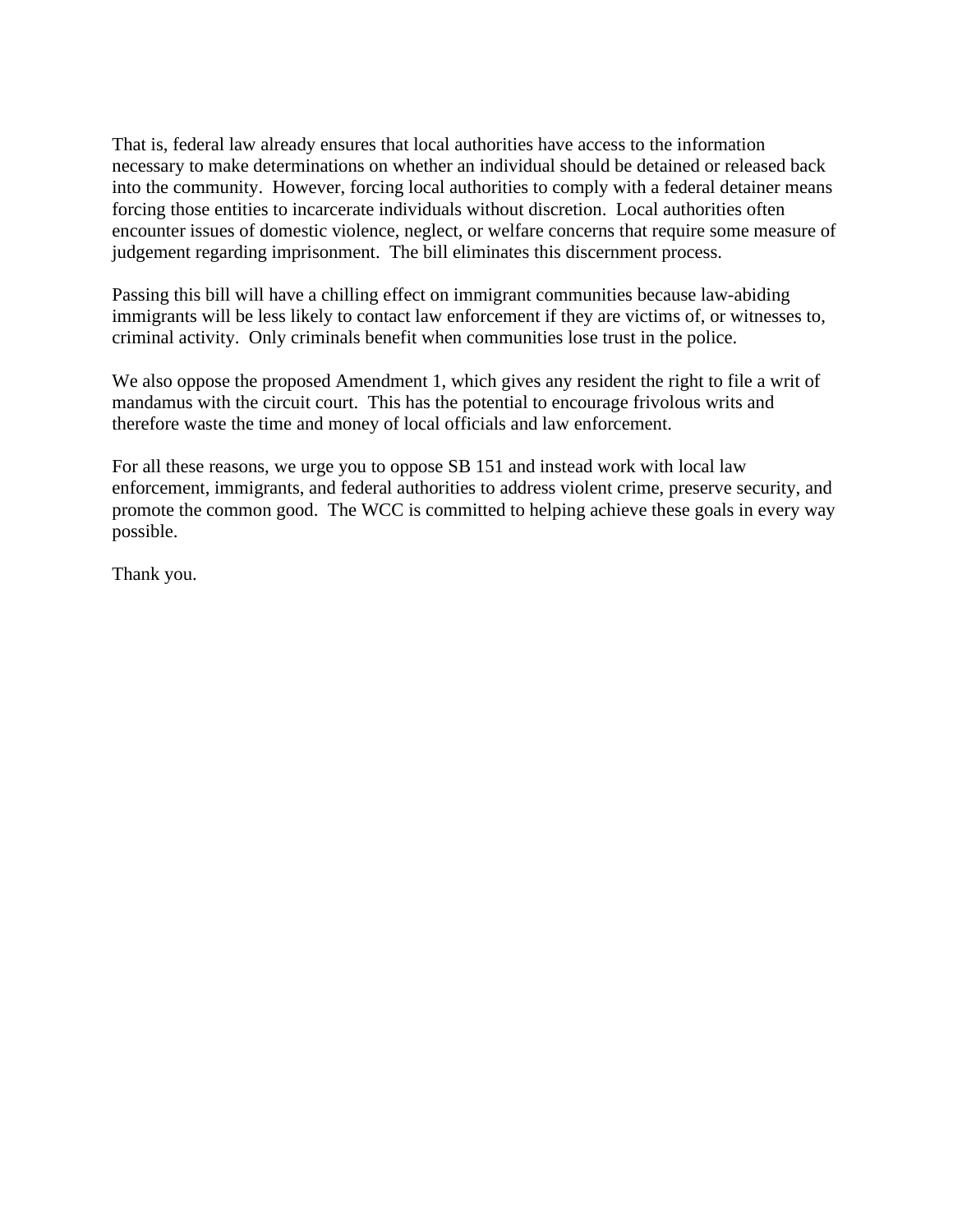That is, federal law already ensures that local authorities have access to the information necessary to make determinations on whether an individual should be detained or released back into the community. However, forcing local authorities to comply with a federal detainer means forcing those entities to incarcerate individuals without discretion. Local authorities often encounter issues of domestic violence, neglect, or welfare concerns that require some measure of judgement regarding imprisonment. The bill eliminates this discernment process.

Passing this bill will have a chilling effect on immigrant communities because law-abiding immigrants will be less likely to contact law enforcement if they are victims of, or witnesses to, criminal activity. Only criminals benefit when communities lose trust in the police.

We also oppose the proposed Amendment 1, which gives any resident the right to file a writ of mandamus with the circuit court. This has the potential to encourage frivolous writs and therefore waste the time and money of local officials and law enforcement.

For all these reasons, we urge you to oppose SB 151 and instead work with local law enforcement, immigrants, and federal authorities to address violent crime, preserve security, and promote the common good. The WCC is committed to helping achieve these goals in every way possible.

Thank you.